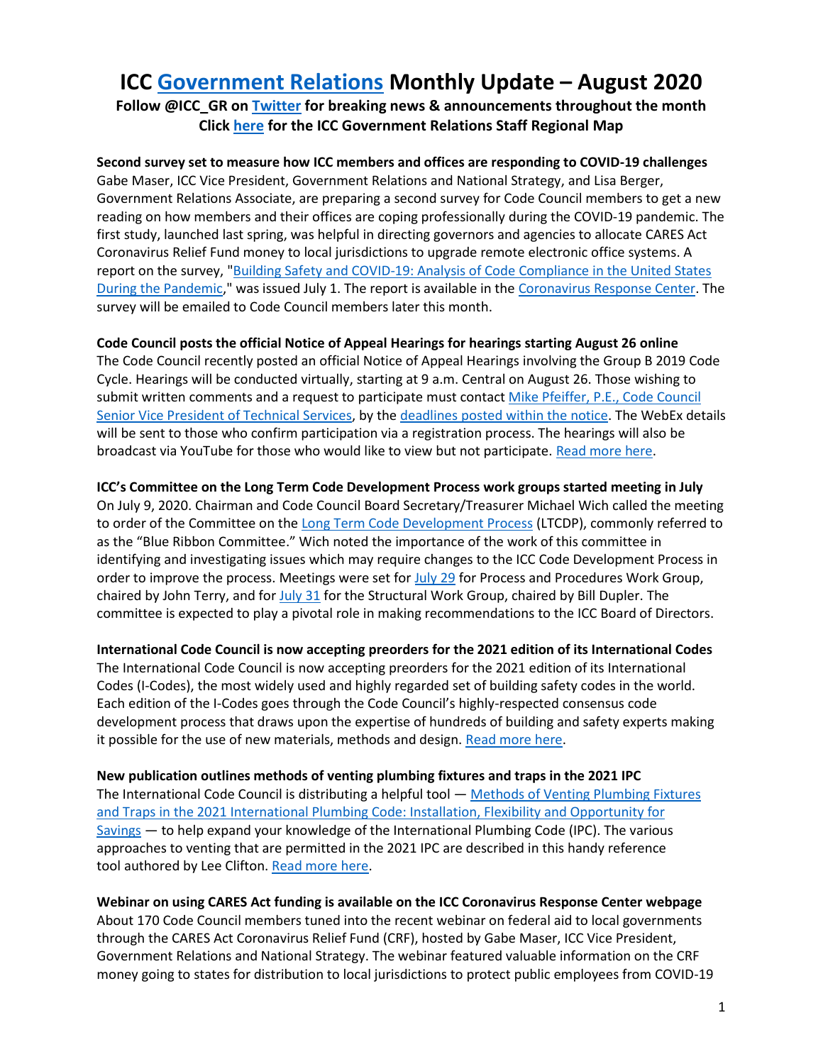# ICC Government Relations Monthly Update – August 2020

**Follow @ICC_GR on Twitter for breaking news & announcements throughout the month**
**Click here for the ICC Government Relations Staff Regional Map**

**Second survey set to measure how ICC members and offices are responding to COVID-19 challenges**
Gabe Maser, ICC Vice President, Government Relations and National Strategy, and Lisa Berger, Government Relations Associate, are preparing a second survey for Code Council members to get a new reading on how members and their offices are coping professionally during the COVID-19 pandemic. The first study, launched last spring, was helpful in directing governors and agencies to allocate CARES Act Coronavirus Relief Fund money to local jurisdictions to upgrade remote electronic office systems. A report on the survey, "Building Safety and COVID-19: Analysis of Code Compliance in the United States During the Pandemic," was issued July 1. The report is available in the Coronavirus Response Center. The survey will be emailed to Code Council members later this month.

**Code Council posts the official Notice of Appeal Hearings for hearings starting August 26 online**
The Code Council recently posted an official Notice of Appeal Hearings involving the Group B 2019 Code Cycle. Hearings will be conducted virtually, starting at 9 a.m. Central on August 26. Those wishing to submit written comments and a request to participate must contact Mike Pfeiffer, P.E., Code Council Senior Vice President of Technical Services, by the deadlines posted within the notice. The WebEx details will be sent to those who confirm participation via a registration process. The hearings will also be broadcast via YouTube for those who would like to view but not participate. Read more here.

**ICC's Committee on the Long Term Code Development Process work groups started meeting in July**
On July 9, 2020. Chairman and Code Council Board Secretary/Treasurer Michael Wich called the meeting to order of the Committee on the Long Term Code Development Process (LTCDP), commonly referred to as the "Blue Ribbon Committee." Wich noted the importance of the work of this committee in identifying and investigating issues which may require changes to the ICC Code Development Process in order to improve the process. Meetings were set for July 29 for Process and Procedures Work Group, chaired by John Terry, and for July 31 for the Structural Work Group, chaired by Bill Dupler. The committee is expected to play a pivotal role in making recommendations to the ICC Board of Directors.

**International Code Council is now accepting preorders for the 2021 edition of its International Codes**
The International Code Council is now accepting preorders for the 2021 edition of its International Codes (I-Codes), the most widely used and highly regarded set of building safety codes in the world. Each edition of the I-Codes goes through the Code Council's highly-respected consensus code development process that draws upon the expertise of hundreds of building and safety experts making it possible for the use of new materials, methods and design. Read more here.

**New publication outlines methods of venting plumbing fixtures and traps in the 2021 IPC**
The International Code Council is distributing a helpful tool — Methods of Venting Plumbing Fixtures and Traps in the 2021 International Plumbing Code: Installation, Flexibility and Opportunity for Savings — to help expand your knowledge of the International Plumbing Code (IPC). The various approaches to venting that are permitted in the 2021 IPC are described in this handy reference tool authored by Lee Clifton. Read more here.

**Webinar on using CARES Act funding is available on the ICC Coronavirus Response Center webpage**
About 170 Code Council members tuned into the recent webinar on federal aid to local governments through the CARES Act Coronavirus Relief Fund (CRF), hosted by Gabe Maser, ICC Vice President, Government Relations and National Strategy. The webinar featured valuable information on the CRF money going to states for distribution to local jurisdictions to protect public employees from COVID-19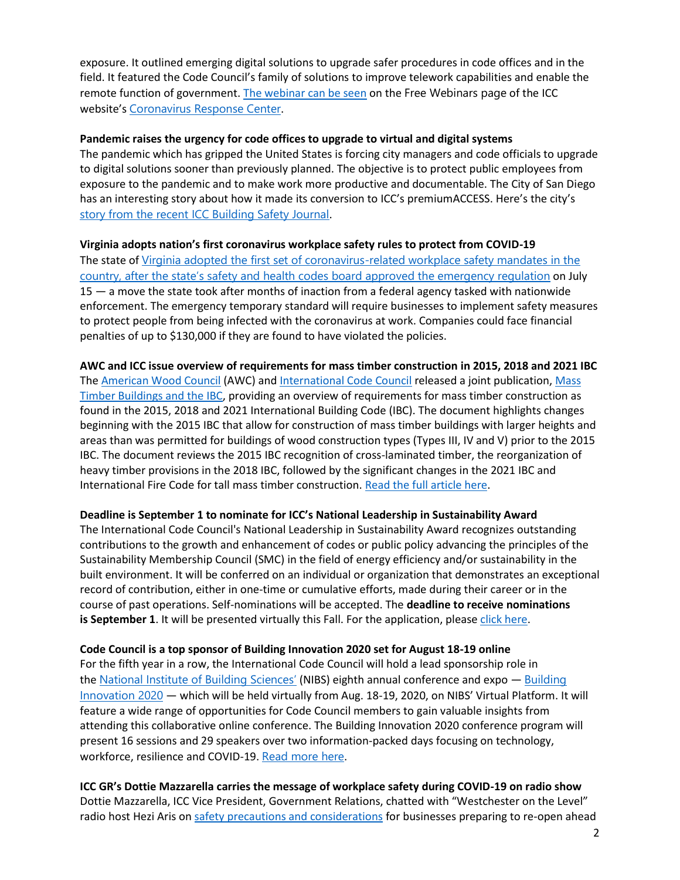exposure. It outlined emerging digital solutions to upgrade safer procedures in code offices and in the field. It featured the Code Council's family of solutions to improve telework capabilities and enable the remote function of government. [The webinar can be seen](#) on the Free Webinars page of the ICC website's [Coronavirus Response Center](#).

**Pandemic raises the urgency for code offices to upgrade to virtual and digital systems**

The pandemic which has gripped the United States is forcing city managers and code officials to upgrade to digital solutions sooner than previously planned. The objective is to protect public employees from exposure to the pandemic and to make work more productive and documentable. The City of San Diego has an interesting story about how it made its conversion to ICC's premiumACCESS. Here's the city's [story from the recent ICC Building Safety Journal](#).

**Virginia adopts nation's first coronavirus workplace safety rules to protect from COVID-19**

The state of [Virginia adopted the first set of coronavirus-related workplace safety mandates in the country, after the state's safety and health codes board approved the emergency regulation](#) on July 15 — a move the state took after months of inaction from a federal agency tasked with nationwide enforcement. The emergency temporary standard will require businesses to implement safety measures to protect people from being infected with the coronavirus at work. Companies could face financial penalties of up to $130,000 if they are found to have violated the policies.

**AWC and ICC issue overview of requirements for mass timber construction in 2015, 2018 and 2021 IBC**

The [American Wood Council](#) (AWC) and [International Code Council](#) released a joint publication, [Mass Timber Buildings and the IBC](#), providing an overview of requirements for mass timber construction as found in the 2015, 2018 and 2021 International Building Code (IBC). The document highlights changes beginning with the 2015 IBC that allow for construction of mass timber buildings with larger heights and areas than was permitted for buildings of wood construction types (Types III, IV and V) prior to the 2015 IBC. The document reviews the 2015 IBC recognition of cross-laminated timber, the reorganization of heavy timber provisions in the 2018 IBC, followed by the significant changes in the 2021 IBC and International Fire Code for tall mass timber construction. [Read the full article here](#).

**Deadline is September 1 to nominate for ICC's National Leadership in Sustainability Award**

The International Code Council's National Leadership in Sustainability Award recognizes outstanding contributions to the growth and enhancement of codes or public policy advancing the principles of the Sustainability Membership Council (SMC) in the field of energy efficiency and/or sustainability in the built environment. It will be conferred on an individual or organization that demonstrates an exceptional record of contribution, either in one-time or cumulative efforts, made during their career or in the course of past operations. Self-nominations will be accepted. The **deadline to receive nominations is September 1**. It will be presented virtually this Fall. For the application, please [click here](#).

**Code Council is a top sponsor of Building Innovation 2020 set for August 18-19 online**

For the fifth year in a row, the International Code Council will hold a lead sponsorship role in the [National Institute of Building Sciences'](#) (NIBS) eighth annual conference and expo — [Building Innovation 2020](#) — which will be held virtually from Aug. 18-19, 2020, on NIBS' Virtual Platform. It will feature a wide range of opportunities for Code Council members to gain valuable insights from attending this collaborative online conference. The Building Innovation 2020 conference program will present 16 sessions and 29 speakers over two information-packed days focusing on technology, workforce, resilience and COVID-19. [Read more here](#).

**ICC GR's Dottie Mazzarella carries the message of workplace safety during COVID-19 on radio show**

Dottie Mazzarella, ICC Vice President, Government Relations, chatted with "Westchester on the Level" radio host Hezi Aris on [safety precautions and considerations](#) for businesses preparing to re-open ahead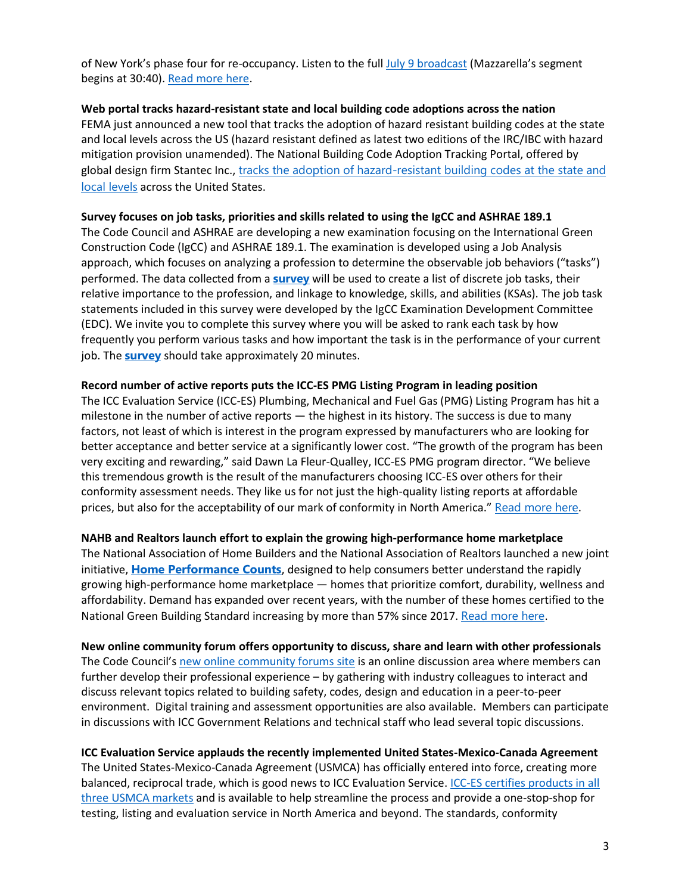of New York's phase four for re-occupancy. Listen to the full [July 9 broadcast](#) (Mazzarella's segment begins at 30:40). [Read more here](#).

**Web portal tracks hazard-resistant state and local building code adoptions across the nation**
FEMA just announced a new tool that tracks the adoption of hazard resistant building codes at the state and local levels across the US (hazard resistant defined as latest two editions of the IRC/IBC with hazard mitigation provision unamended). The National Building Code Adoption Tracking Portal, offered by global design firm Stantec Inc., [tracks the adoption of hazard-resistant building codes at the state and local levels](#) across the United States.

**Survey focuses on job tasks, priorities and skills related to using the IgCC and ASHRAE 189.1**
The Code Council and ASHRAE are developing a new examination focusing on the International Green Construction Code (IgCC) and ASHRAE 189.1. The examination is developed using a Job Analysis approach, which focuses on analyzing a profession to determine the observable job behaviors ("tasks") performed. The data collected from a **[survey](#)** will be used to create a list of discrete job tasks, their relative importance to the profession, and linkage to knowledge, skills, and abilities (KSAs). The job task statements included in this survey were developed by the IgCC Examination Development Committee (EDC). We invite you to complete this survey where you will be asked to rank each task by how frequently you perform various tasks and how important the task is in the performance of your current job. The **[survey](#)** should take approximately 20 minutes.

**Record number of active reports puts the ICC-ES PMG Listing Program in leading position**
The ICC Evaluation Service (ICC-ES) Plumbing, Mechanical and Fuel Gas (PMG) Listing Program has hit a milestone in the number of active reports — the highest in its history. The success is due to many factors, not least of which is interest in the program expressed by manufacturers who are looking for better acceptance and better service at a significantly lower cost. "The growth of the program has been very exciting and rewarding," said Dawn La Fleur-Qualley, ICC-ES PMG program director. "We believe this tremendous growth is the result of the manufacturers choosing ICC-ES over others for their conformity assessment needs. They like us for not just the high-quality listing reports at affordable prices, but also for the acceptability of our mark of conformity in North America." [Read more here](#).

**NAHB and Realtors launch effort to explain the growing high-performance home marketplace**
The National Association of Home Builders and the National Association of Realtors launched a new joint initiative, **[Home Performance Counts](#)**, designed to help consumers better understand the rapidly growing high-performance home marketplace — homes that prioritize comfort, durability, wellness and affordability. Demand has expanded over recent years, with the number of these homes certified to the National Green Building Standard increasing by more than 57% since 2017. [Read more here](#).

**New online community forum offers opportunity to discuss, share and learn with other professionals**
The Code Council's [new online community forums site](#) is an online discussion area where members can further develop their professional experience – by gathering with industry colleagues to interact and discuss relevant topics related to building safety, codes, design and education in a peer-to-peer environment. Digital training and assessment opportunities are also available. Members can participate in discussions with ICC Government Relations and technical staff who lead several topic discussions.

**ICC Evaluation Service applauds the recently implemented United States-Mexico-Canada Agreement**
The United States-Mexico-Canada Agreement (USMCA) has officially entered into force, creating more balanced, reciprocal trade, which is good news to ICC Evaluation Service. [ICC-ES certifies products in all three USMCA markets](#) and is available to help streamline the process and provide a one-stop-shop for testing, listing and evaluation service in North America and beyond. The standards, conformity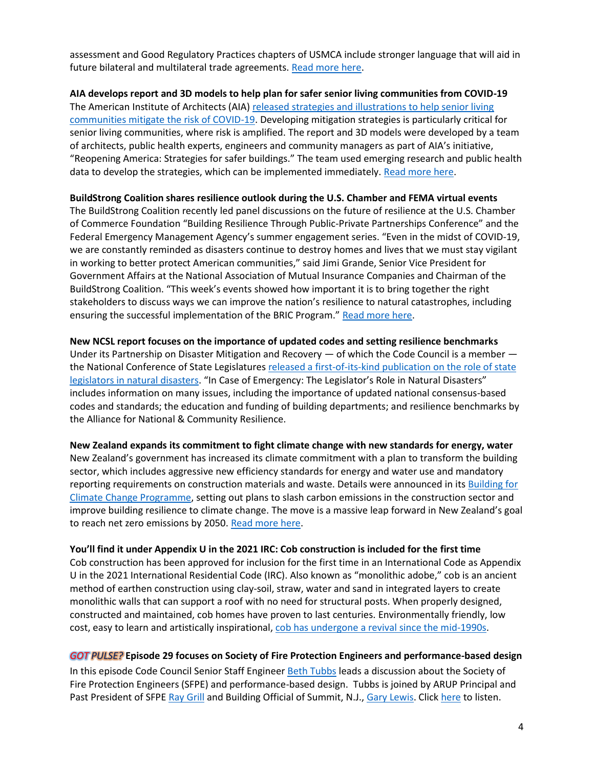assessment and Good Regulatory Practices chapters of USMCA include stronger language that will aid in future bilateral and multilateral trade agreements. Read more here.

**AIA develops report and 3D models to help plan for safer senior living communities from COVID-19**
The American Institute of Architects (AIA) released strategies and illustrations to help senior living communities mitigate the risk of COVID-19. Developing mitigation strategies is particularly critical for senior living communities, where risk is amplified. The report and 3D models were developed by a team of architects, public health experts, engineers and community managers as part of AIA's initiative, "Reopening America: Strategies for safer buildings." The team used emerging research and public health data to develop the strategies, which can be implemented immediately. Read more here.

**BuildStrong Coalition shares resilience outlook during the U.S. Chamber and FEMA virtual events**
The BuildStrong Coalition recently led panel discussions on the future of resilience at the U.S. Chamber of Commerce Foundation "Building Resilience Through Public-Private Partnerships Conference" and the Federal Emergency Management Agency's summer engagement series. "Even in the midst of COVID-19, we are constantly reminded as disasters continue to destroy homes and lives that we must stay vigilant in working to better protect American communities," said Jimi Grande, Senior Vice President for Government Affairs at the National Association of Mutual Insurance Companies and Chairman of the BuildStrong Coalition. "This week's events showed how important it is to bring together the right stakeholders to discuss ways we can improve the nation's resilience to natural catastrophes, including ensuring the successful implementation of the BRIC Program." Read more here.

**New NCSL report focuses on the importance of updated codes and setting resilience benchmarks**
Under its Partnership on Disaster Mitigation and Recovery — of which the Code Council is a member — the National Conference of State Legislatures released a first-of-its-kind publication on the role of state legislators in natural disasters. "In Case of Emergency: The Legislator's Role in Natural Disasters" includes information on many issues, including the importance of updated national consensus-based codes and standards; the education and funding of building departments; and resilience benchmarks by the Alliance for National & Community Resilience.

**New Zealand expands its commitment to fight climate change with new standards for energy, water**
New Zealand's government has increased its climate commitment with a plan to transform the building sector, which includes aggressive new efficiency standards for energy and water use and mandatory reporting requirements on construction materials and waste. Details were announced in its Building for Climate Change Programme, setting out plans to slash carbon emissions in the construction sector and improve building resilience to climate change. The move is a massive leap forward in New Zealand's goal to reach net zero emissions by 2050. Read more here.

**You'll find it under Appendix U in the 2021 IRC: Cob construction is included for the first time**
Cob construction has been approved for inclusion for the first time in an International Code as Appendix U in the 2021 International Residential Code (IRC). Also known as "monolithic adobe," cob is an ancient method of earthen construction using clay-soil, straw, water and sand in integrated layers to create monolithic walls that can support a roof with no need for structural posts. When properly designed, constructed and maintained, cob homes have proven to last centuries. Environmentally friendly, low cost, easy to learn and artistically inspirational, cob has undergone a revival since the mid-1990s.

***GOT PULSE?*** **Episode 29 focuses on Society of Fire Protection Engineers and performance-based design**
In this episode Code Council Senior Staff Engineer Beth Tubbs leads a discussion about the Society of Fire Protection Engineers (SFPE) and performance-based design. Tubbs is joined by ARUP Principal and Past President of SFPE Ray Grill and Building Official of Summit, N.J., Gary Lewis. Click here to listen.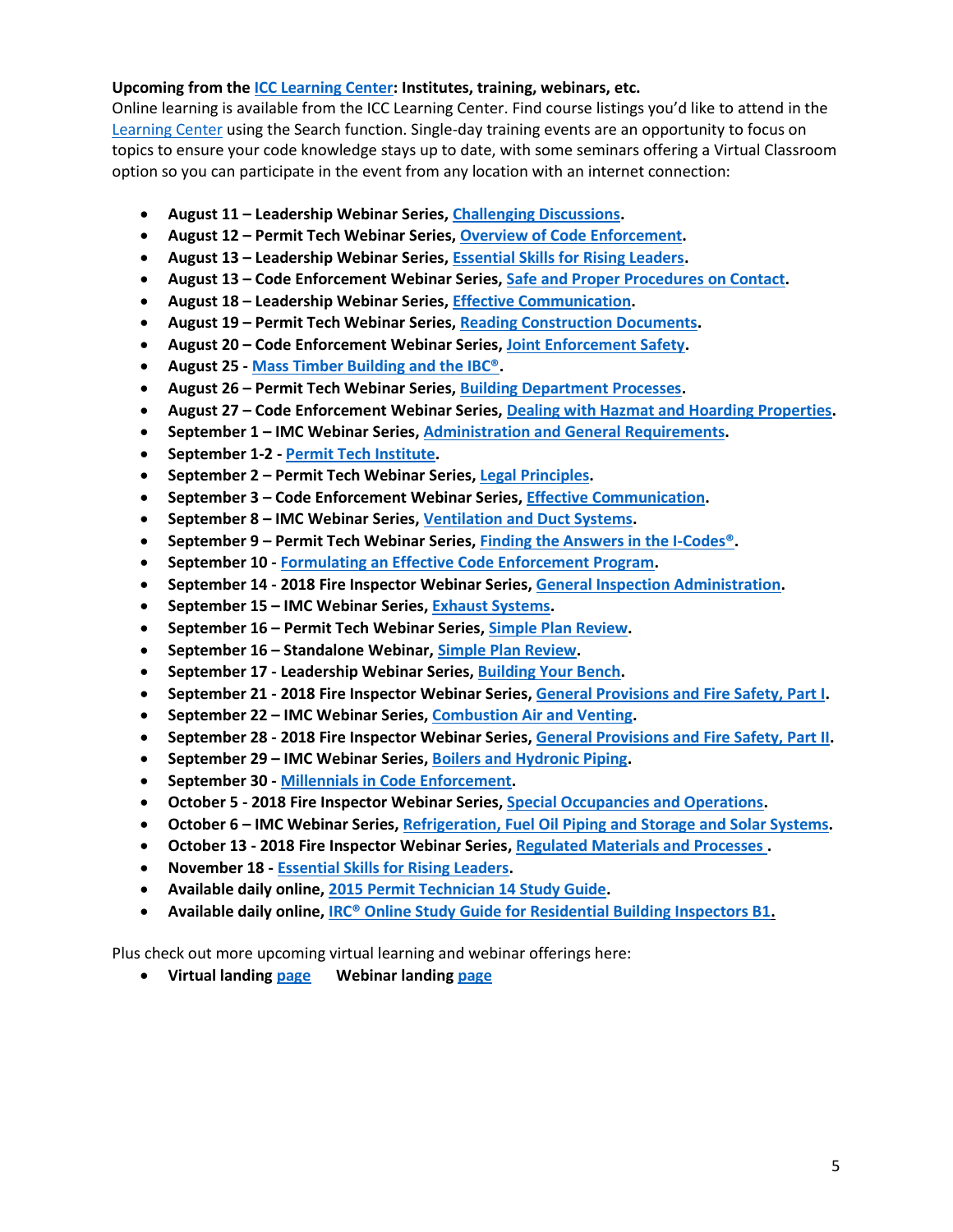**Upcoming from the ICC Learning Center: Institutes, training, webinars, etc.**

Online learning is available from the ICC Learning Center. Find course listings you'd like to attend in the Learning Center using the Search function. Single-day training events are an opportunity to focus on topics to ensure your code knowledge stays up to date, with some seminars offering a Virtual Classroom option so you can participate in the event from any location with an internet connection:

- **August 11 – Leadership Webinar Series, Challenging Discussions.**
- **August 12 – Permit Tech Webinar Series, Overview of Code Enforcement.**
- **August 13 – Leadership Webinar Series, Essential Skills for Rising Leaders.**
- **August 13 – Code Enforcement Webinar Series, Safe and Proper Procedures on Contact.**
- **August 18 – Leadership Webinar Series, Effective Communication.**
- **August 19 – Permit Tech Webinar Series, Reading Construction Documents.**
- **August 20 – Code Enforcement Webinar Series, Joint Enforcement Safety.**
- **August 25 - Mass Timber Building and the IBC®.**
- **August 26 – Permit Tech Webinar Series, Building Department Processes.**
- **August 27 – Code Enforcement Webinar Series, Dealing with Hazmat and Hoarding Properties.**
- **September 1 – IMC Webinar Series, Administration and General Requirements.**
- **September 1-2 - Permit Tech Institute.**
- **September 2 – Permit Tech Webinar Series, Legal Principles.**
- **September 3 – Code Enforcement Webinar Series, Effective Communication.**
- **September 8 – IMC Webinar Series, Ventilation and Duct Systems.**
- **September 9 – Permit Tech Webinar Series, Finding the Answers in the I-Codes®.**
- **September 10 - Formulating an Effective Code Enforcement Program.**
- **September 14 - 2018 Fire Inspector Webinar Series, General Inspection Administration.**
- **September 15 – IMC Webinar Series, Exhaust Systems.**
- **September 16 – Permit Tech Webinar Series, Simple Plan Review.**
- **September 16 – Standalone Webinar, Simple Plan Review.**
- **September 17 - Leadership Webinar Series, Building Your Bench.**
- **September 21 - 2018 Fire Inspector Webinar Series, General Provisions and Fire Safety, Part I.**
- **September 22 – IMC Webinar Series, Combustion Air and Venting.**
- **September 28 - 2018 Fire Inspector Webinar Series, General Provisions and Fire Safety, Part II.**
- **September 29 – IMC Webinar Series, Boilers and Hydronic Piping.**
- **September 30 - Millennials in Code Enforcement.**
- **October 5 - 2018 Fire Inspector Webinar Series, Special Occupancies and Operations.**
- **October 6 – IMC Webinar Series, Refrigeration, Fuel Oil Piping and Storage and Solar Systems.**
- **October 13 - 2018 Fire Inspector Webinar Series, Regulated Materials and Processes .**
- **November 18 - Essential Skills for Rising Leaders.**
- **Available daily online, 2015 Permit Technician 14 Study Guide.**
- **Available daily online, IRC® Online Study Guide for Residential Building Inspectors B1.**

Plus check out more upcoming virtual learning and webinar offerings here:

- **Virtual landing page** **Webinar landing page**